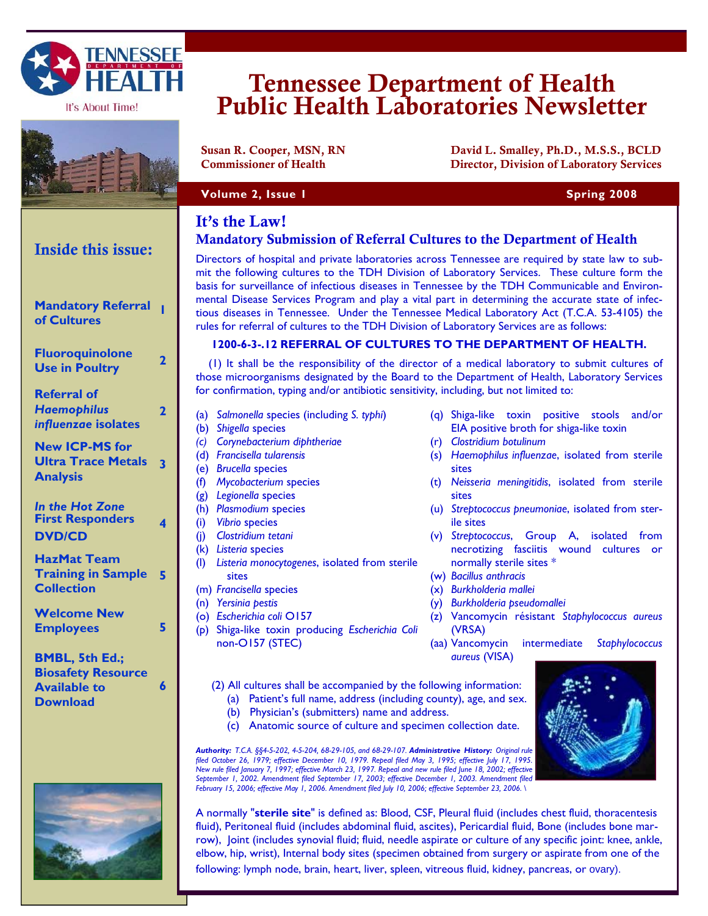# Tennessee Department of Health Public Health Laboratories Newsletter

Susan R. Cooper, MSN, RN
Commissioner of Health

David L. Smalley, Ph.D., M.S.S., BCLD
Director, Division of Laboratory Services

Volume 2, Issue 1 — Spring 2008

## Inside this issue:

| | |
|---|---|
| **Mandatory Referral of Cultures** | 1 |
| **Fluoroquinolone Use in Poultry** | 2 |
| **Referral of *Haemophilus influenzae* isolates** | 2 |
| **New ICP-MS for Ultra Trace Metals Analysis** | 3 |
| ***In the Hot Zone* First Responders DVD/CD** | 4 |
| **HazMat Team Training in Sample Collection** | 5 |
| **Welcome New Employees** | 5 |
| **BMBL, 5th Ed.; Biosafety Resource Available to Download** | 6 |

## It's the Law!

### Mandatory Submission of Referral Cultures to the Department of Health

Directors of hospital and private laboratories across Tennessee are required by state law to submit the following cultures to the TDH Division of Laboratory Services. These culture form the basis for surveillance of infectious diseases in Tennessee by the TDH Communicable and Environmental Disease Services Program and play a vital part in determining the accurate state of infectious diseases in Tennessee. Under the Tennessee Medical Laboratory Act (T.C.A. 53-4105) the rules for referral of cultures to the TDH Division of Laboratory Services are as follows:

**1200-6-3-.12 REFERRAL OF CULTURES TO THE DEPARTMENT OF HEALTH.**

(1) It shall be the responsibility of the director of a medical laboratory to submit cultures of those microorganisms designated by the Board to the Department of Health, Laboratory Services for confirmation, typing and/or antibiotic sensitivity, including, but not limited to:

(a) *Salmonella* species (including *S. typhi*)
(b) *Shigella* species
(c) *Corynebacterium diphtheriae*
(d) *Francisella tularensis*
(e) *Brucella* species
(f) *Mycobacterium* species
(g) *Legionella* species
(h) *Plasmodium* species
(i) *Vibrio* species
(j) *Clostridium tetani*
(k) *Listeria* species
(l) *Listeria monocytogenes*, isolated from sterile sites
(m) *Francisella* species
(n) *Yersinia pestis*
(o) *Escherichia coli* O157
(p) Shiga-like toxin producing *Escherichia Coli* non-O157 (STEC)
(q) Shiga-like toxin positive stools and/or EIA positive broth for shiga-like toxin
(r) *Clostridium botulinum*
(s) *Haemophilus influenzae*, isolated from sterile sites
(t) *Neisseria meningitidis*, isolated from sterile sites
(u) *Streptococcus pneumoniae*, isolated from sterile sites
(v) *Streptococcus*, Group A, isolated from necrotizing fasciitis wound cultures or normally sterile sites *
(w) *Bacillus anthracis*
(x) *Burkholderia mallei*
(y) *Burkholderia pseudomallei*
(z) Vancomycin résistant *Staphylococcus aureus* (VRSA)
(aa) Vancomycin intermediate *Staphylococcus aureus* (VISA)

(2) All cultures shall be accompanied by the following information:
(a) Patient's full name, address (including county), age, and sex.
(b) Physician's (submitters) name and address.
(c) Anatomic source of culture and specimen collection date.

***Authority:*** *T.C.A. §§4-5-202, 4-5-204, 68-29-105, and 68-29-107.* ***Administrative History:*** *Original rule filed October 26, 1979; effective December 10, 1979. Repeal filed May 3, 1995; effective July 17, 1995. New rule filed January 7, 1997; effective March 23, 1997. Repeal and new rule filed June 18, 2002; effective September 1, 2002. Amendment filed September 17, 2003; effective December 1, 2003. Amendment filed February 15, 2006; effective May 1, 2006. Amendment filed July 10, 2006; effective September 23, 2006. \*

A normally "**sterile site**" is defined as: Blood, CSF, Pleural fluid (includes chest fluid, thoracentesis fluid), Peritoneal fluid (includes abdominal fluid, ascites), Pericardial fluid, Bone (includes bone marrow), Joint (includes synovial fluid; fluid, needle aspirate or culture of any specific joint: knee, ankle, elbow, hip, wrist), Internal body sites (specimen obtained from surgery or aspirate from one of the following: lymph node, brain, heart, liver, spleen, vitreous fluid, kidney, pancreas, or ovary).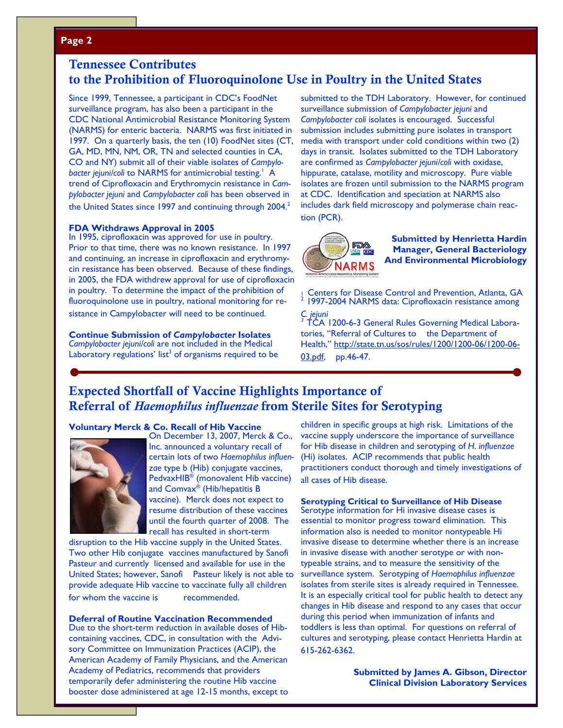## Tennessee Contributes to the Prohibition of Fluoroquinolone Use in Poultry in the United States

Since 1999, Tennessee, a participant in CDC's FoodNet surveillance program, has also been a participant in the CDC National Antimicrobial Resistance Monitoring System (NARMS) for enteric bacteria. NARMS was first initiated in 1997. On a quarterly basis, the ten (10) FoodNet sites (CT, GA, MD, MN, NM, OR, TN and selected counties in CA, CO and NY) submit all of their viable isolates of *Campylobacter jejuni/coli* to NARMS for antimicrobial testing.[1] A trend of Ciprofloxacin and Erythromycin resistance in *Campylobacter jejuni* and *Campylobacter coli* has been observed in the United States since 1997 and continuing through 2004.[2]

**FDA Withdraws Approval in 2005**

In 1995, ciprofloxacin was approved for use in poultry. Prior to that time, there was no known resistance. In 1997 and continuing, an increase in ciprofloxacin and erythromycin resistance has been observed. Because of these findings, in 2005, the FDA withdrew approval for use of ciprofloxacin in poultry. To determine the impact of the prohibition of fluoroquinolone use in poultry, national monitoring for resistance in Campylobacter will need to be continued.

**Continue Submission of *Campylobacter* Isolates**

*Campylobacter jejuni/coli* are not included in the Medical Laboratory regulations' list[3] of organisms required to be submitted to the TDH Laboratory. However, for continued surveillance submission of *Campylobacter jejuni* and *Campylobacter coli* isolates is encouraged. Successful submission includes submitting pure isolates in transport media with transport under cold conditions within two (2) days in transit. Isolates submitted to the TDH Laboratory are confirmed as *Campylobacter jejuni/coli* with oxidase, hippurate, catalase, motility and microscopy. Pure viable isolates are frozen until submission to the NARMS program at CDC. Identification and speciation at NARMS also includes dark field microscopy and polymerase chain reaction (PCR).

**Submitted by Henrietta Hardin**
**Manager, General Bacteriology**
**And Environmental Microbiology**

[1] Centers for Disease Control and Prevention, Atlanta, GA
[2] 1997-2004 NARMS data: Ciprofloxacin resistance among *C. jejuni*
[3] TCA 1200-6-3 General Rules Governing Medical Laboratories, "Referral of Cultures to the Department of Health," http://state.tn.us/sos/rules/1200/1200-06/1200-06-03.pdf, pp.46-47.

## Expected Shortfall of Vaccine Highlights Importance of Referral of *Haemophilus influenzae* from Sterile Sites for Serotyping

**Voluntary Merck & Co. Recall of Hib Vaccine**

On December 13, 2007, Merck & Co., Inc. announced a voluntary recall of certain lots of two *Haemophilus influenzae* type b (Hib) conjugate vaccines, PedvaxHIB® (monovalent Hib vaccine) and Comvax® (Hib/hepatitis B vaccine). Merck does not expect to resume distribution of these vaccines until the fourth quarter of 2008. The recall has resulted in short-term disruption to the Hib vaccine supply in the United States. Two other Hib conjugate vaccines manufactured by Sanofi Pasteur and currently licensed and available for use in the United States; however, Sanofi Pasteur likely is not able to provide adequate Hib vaccine to vaccinate fully all children for whom the vaccine is recommended.

**Deferral of Routine Vaccination Recommended**

Due to the short-term reduction in available doses of Hib-containing vaccines, CDC, in consultation with the Advisory Committee on Immunization Practices (ACIP), the American Academy of Family Physicians, and the American Academy of Pediatrics, recommends that providers temporarily defer administering the routine Hib vaccine booster dose administered at age 12-15 months, except to children in specific groups at high risk. Limitations of the vaccine supply underscore the importance of surveillance for Hib disease in children and serotyping of *H. influenzae* (Hi) isolates. ACIP recommends that public health practitioners conduct thorough and timely investigations of all cases of Hib disease.

**Serotyping Critical to Surveillance of Hib Disease**

Serotype information for Hi invasive disease cases is essential to monitor progress toward elimination. This information also is needed to monitor nontypeable Hi invasive disease to determine whether there is an increase in invasive disease with another serotype or with nontypeable strains, and to measure the sensitivity of the surveillance system. Serotyping of *Haemophilus influenzae* isolates from sterile sites is already required in Tennessee. It is an especially critical tool for public health to detect any changes in Hib disease and respond to any cases that occur during this period when immunization of infants and toddlers is less than optimal. For questions on referral of cultures and serotyping, please contact Henrietta Hardin at 615-262-6362.

**Submitted by James A. Gibson, Director**
**Clinical Division Laboratory Services**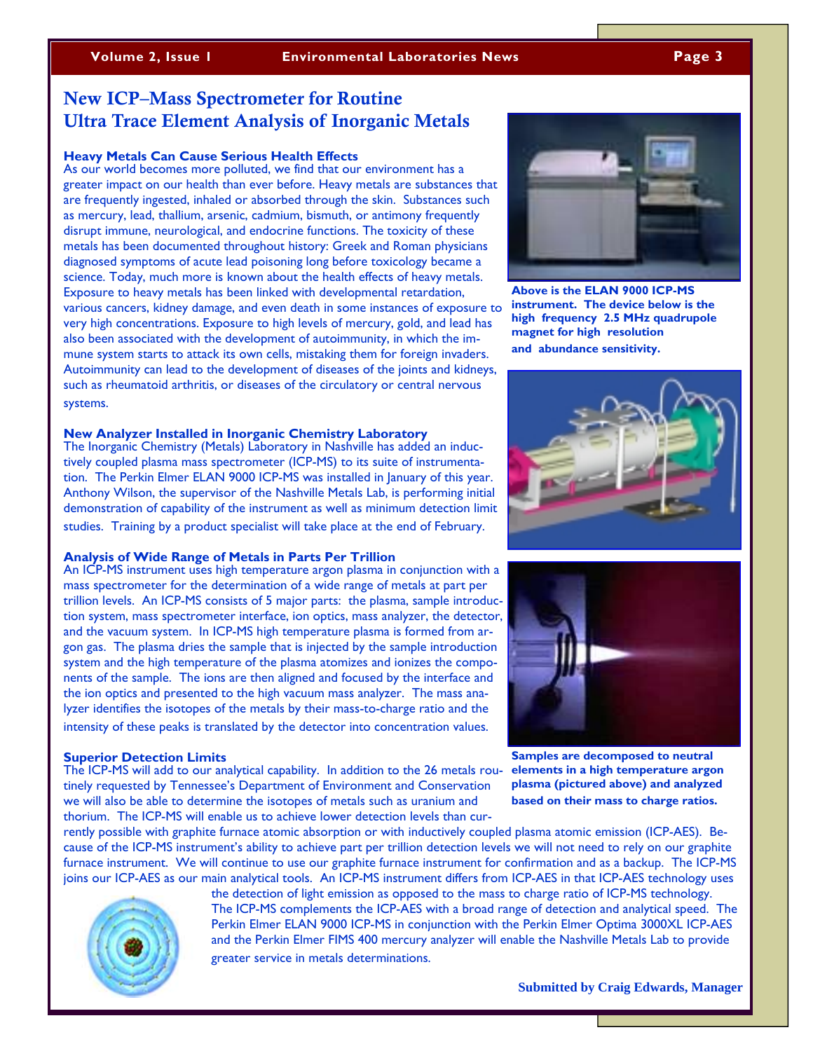# New ICP–Mass Spectrometer for Routine Ultra Trace Element Analysis of Inorganic Metals

### Heavy Metals Can Cause Serious Health Effects

As our world becomes more polluted, we find that our environment has a greater impact on our health than ever before. Heavy metals are substances that are frequently ingested, inhaled or absorbed through the skin. Substances such as mercury, lead, thallium, arsenic, cadmium, bismuth, or antimony frequently disrupt immune, neurological, and endocrine functions. The toxicity of these metals has been documented throughout history: Greek and Roman physicians diagnosed symptoms of acute lead poisoning long before toxicology became a science. Today, much more is known about the health effects of heavy metals. Exposure to heavy metals has been linked with developmental retardation, various cancers, kidney damage, and even death in some instances of exposure to very high concentrations. Exposure to high levels of mercury, gold, and lead has also been associated with the development of autoimmunity, in which the immune system starts to attack its own cells, mistaking them for foreign invaders. Autoimmunity can lead to the development of diseases of the joints and kidneys, such as rheumatoid arthritis, or diseases of the circulatory or central nervous systems.

**Above is the ELAN 9000 ICP-MS instrument. The device below is the high frequency 2.5 MHz quadrupole magnet for high resolution and abundance sensitivity.**

### New Analyzer Installed in Inorganic Chemistry Laboratory

The Inorganic Chemistry (Metals) Laboratory in Nashville has added an inductively coupled plasma mass spectrometer (ICP-MS) to its suite of instrumentation. The Perkin Elmer ELAN 9000 ICP-MS was installed in January of this year. Anthony Wilson, the supervisor of the Nashville Metals Lab, is performing initial demonstration of capability of the instrument as well as minimum detection limit studies. Training by a product specialist will take place at the end of February.

### Analysis of Wide Range of Metals in Parts Per Trillion

An ICP-MS instrument uses high temperature argon plasma in conjunction with a mass spectrometer for the determination of a wide range of metals at part per trillion levels. An ICP-MS consists of 5 major parts: the plasma, sample introduction system, mass spectrometer interface, ion optics, mass analyzer, the detector, and the vacuum system. In ICP-MS high temperature plasma is formed from argon gas. The plasma dries the sample that is injected by the sample introduction system and the high temperature of the plasma atomizes and ionizes the components of the sample. The ions are then aligned and focused by the interface and the ion optics and presented to the high vacuum mass analyzer. The mass analyzer identifies the isotopes of the metals by their mass-to-charge ratio and the intensity of these peaks is translated by the detector into concentration values.

**Samples are decomposed to neutral elements in a high temperature argon plasma (pictured above) and analyzed based on their mass to charge ratios.**

### Superior Detection Limits

The ICP-MS will add to our analytical capability. In addition to the 26 metals routinely requested by Tennessee's Department of Environment and Conservation we will also be able to determine the isotopes of metals such as uranium and thorium. The ICP-MS will enable us to achieve lower detection levels than currently possible with graphite furnace atomic absorption or with inductively coupled plasma atomic emission (ICP-AES). Because of the ICP-MS instrument's ability to achieve part per trillion detection levels we will not need to rely on our graphite furnace instrument. We will continue to use our graphite furnace instrument for confirmation and as a backup. The ICP-MS joins our ICP-AES as our main analytical tools. An ICP-MS instrument differs from ICP-AES in that ICP-AES technology uses the detection of light emission as opposed to the mass to charge ratio of ICP-MS technology. The ICP-MS complements the ICP-AES with a broad range of detection and analytical speed. The Perkin Elmer ELAN 9000 ICP-MS in conjunction with the Perkin Elmer Optima 3000XL ICP-AES and the Perkin Elmer FIMS 400 mercury analyzer will enable the Nashville Metals Lab to provide greater service in metals determinations.

**Submitted by Craig Edwards, Manager**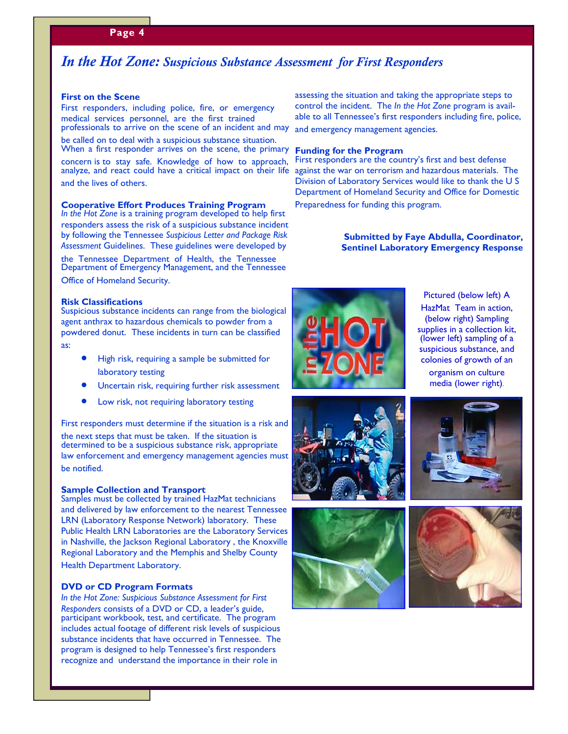# *In the Hot Zone:* Suspicious Substance Assessment for First Responders

### First on the Scene

First responders, including police, fire, or emergency medical services personnel, are the first trained professionals to arrive on the scene of an incident and may be called on to deal with a suspicious substance situation. When a first responder arrives on the scene, the primary concern is to stay safe. Knowledge of how to approach, analyze, and react could have a critical impact on their life and the lives of others.

### Cooperative Effort Produces Training Program

*In the Hot Zone* is a training program developed to help first responders assess the risk of a suspicious substance incident by following the Tennessee *Suspicious Letter and Package Risk Assessment* Guidelines. These guidelines were developed by the Tennessee Department of Health, the Tennessee Department of Emergency Management, and the Tennessee Office of Homeland Security.

### Risk Classifications

Suspicious substance incidents can range from the biological agent anthrax to hazardous chemicals to powder from a powdered donut. These incidents in turn can be classified as:

- High risk, requiring a sample be submitted for laboratory testing
- Uncertain risk, requiring further risk assessment
- Low risk, not requiring laboratory testing

First responders must determine if the situation is a risk and the next steps that must be taken. If the situation is determined to be a suspicious substance risk, appropriate law enforcement and emergency management agencies must be notified.

### Sample Collection and Transport

Samples must be collected by trained HazMat technicians and delivered by law enforcement to the nearest Tennessee LRN (Laboratory Response Network) laboratory. These Public Health LRN Laboratories are the Laboratory Services in Nashville, the Jackson Regional Laboratory , the Knoxville Regional Laboratory and the Memphis and Shelby County Health Department Laboratory.

### DVD or CD Program Formats

*In the Hot Zone: Suspicious Substance Assessment for First Responders* consists of a DVD or CD, a leader's guide, participant workbook, test, and certificate. The program includes actual footage of different risk levels of suspicious substance incidents that have occurred in Tennessee. The program is designed to help Tennessee's first responders recognize and understand the importance in their role in assessing the situation and taking the appropriate steps to control the incident. The *In the Hot Zone* program is available to all Tennessee's first responders including fire, police, and emergency management agencies.

### Funding for the Program

First responders are the country's first and best defense against the war on terrorism and hazardous materials. The Division of Laboratory Services would like to thank the U S Department of Homeland Security and Office for Domestic Preparedness for funding this program.

**Submitted by Faye Abdulla, Coordinator, Sentinel Laboratory Emergency Response**

Pictured (below left) A HazMat Team in action, (below right) Sampling supplies in a collection kit, (lower left) sampling of a suspicious substance, and colonies of growth of an organism on culture media (lower right).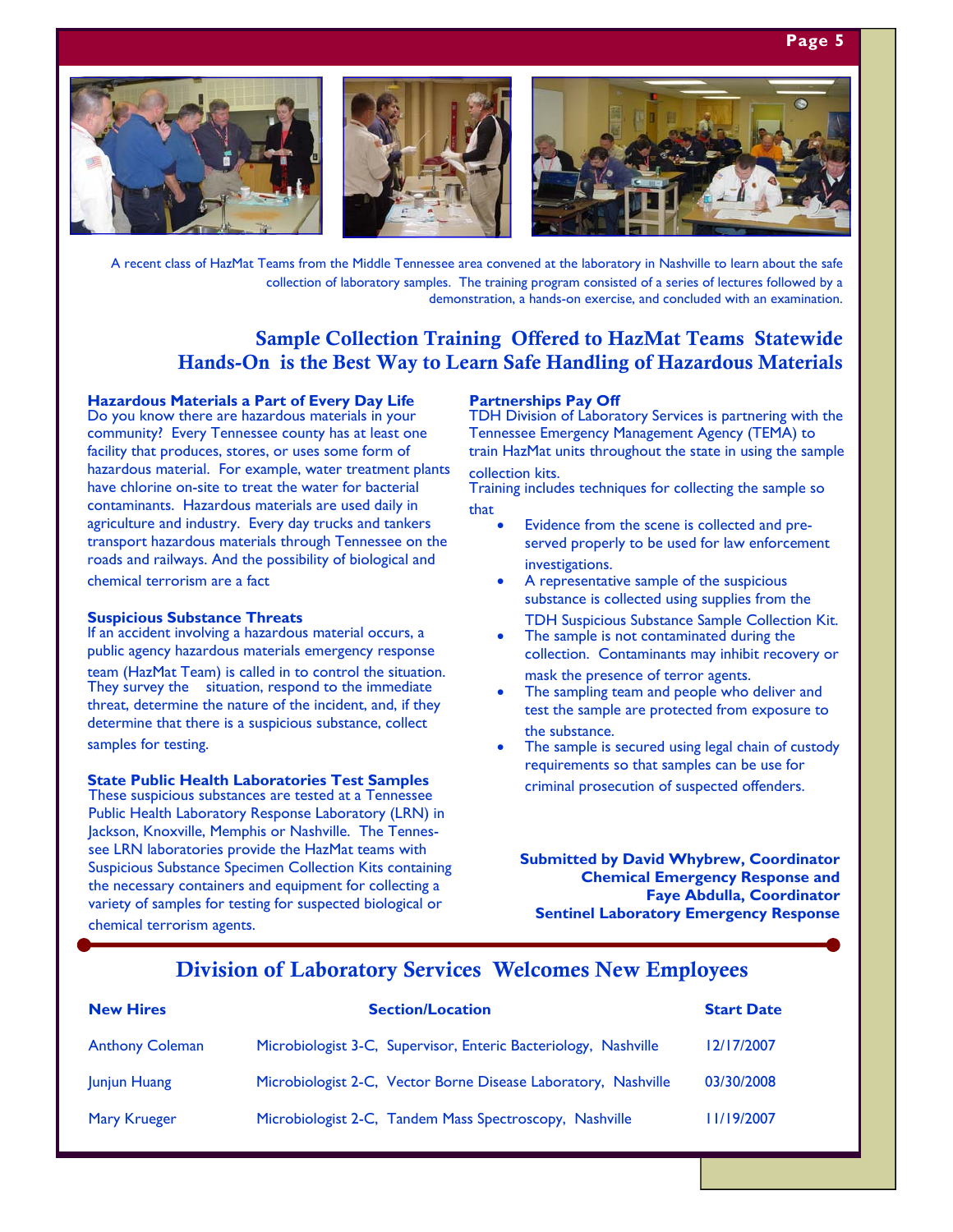A recent class of HazMat Teams from the Middle Tennessee area convened at the laboratory in Nashville to learn about the safe collection of laboratory samples. The training program consisted of a series of lectures followed by a demonstration, a hands-on exercise, and concluded with an examination.

## Sample Collection Training Offered to HazMat Teams Statewide
## Hands-On is the Best Way to Learn Safe Handling of Hazardous Materials

**Hazardous Materials a Part of Every Day Life**

Do you know there are hazardous materials in your community? Every Tennessee county has at least one facility that produces, stores, or uses some form of hazardous material. For example, water treatment plants have chlorine on-site to treat the water for bacterial contaminants. Hazardous materials are used daily in agriculture and industry. Every day trucks and tankers transport hazardous materials through Tennessee on the roads and railways. And the possibility of biological and chemical terrorism are a fact

**Suspicious Substance Threats**

If an accident involving a hazardous material occurs, a public agency hazardous materials emergency response team (HazMat Team) is called in to control the situation. They survey the situation, respond to the immediate threat, determine the nature of the incident, and, if they determine that there is a suspicious substance, collect samples for testing.

**State Public Health Laboratories Test Samples**

These suspicious substances are tested at a Tennessee Public Health Laboratory Response Laboratory (LRN) in Jackson, Knoxville, Memphis or Nashville. The Tennessee LRN laboratories provide the HazMat teams with Suspicious Substance Specimen Collection Kits containing the necessary containers and equipment for collecting a variety of samples for testing for suspected biological or chemical terrorism agents.

**Partnerships Pay Off**

TDH Division of Laboratory Services is partnering with the Tennessee Emergency Management Agency (TEMA) to train HazMat units throughout the state in using the sample collection kits.

Training includes techniques for collecting the sample so that

- Evidence from the scene is collected and preserved properly to be used for law enforcement investigations.
- A representative sample of the suspicious substance is collected using supplies from the TDH Suspicious Substance Sample Collection Kit.
- The sample is not contaminated during the collection. Contaminants may inhibit recovery or mask the presence of terror agents.
- The sampling team and people who deliver and test the sample are protected from exposure to the substance.
- The sample is secured using legal chain of custody requirements so that samples can be use for criminal prosecution of suspected offenders.

**Submitted by David Whybrew, Coordinator**
**Chemical Emergency Response and**
**Faye Abdulla, Coordinator**
**Sentinel Laboratory Emergency Response**

## Division of Laboratory Services Welcomes New Employees

| New Hires | Section/Location | Start Date |
|---|---|---|
| Anthony Coleman | Microbiologist 3-C, Supervisor, Enteric Bacteriology, Nashville | 12/17/2007 |
| Junjun Huang | Microbiologist 2-C, Vector Borne Disease Laboratory, Nashville | 03/30/2008 |
| Mary Krueger | Microbiologist 2-C, Tandem Mass Spectroscopy, Nashville | 11/19/2007 |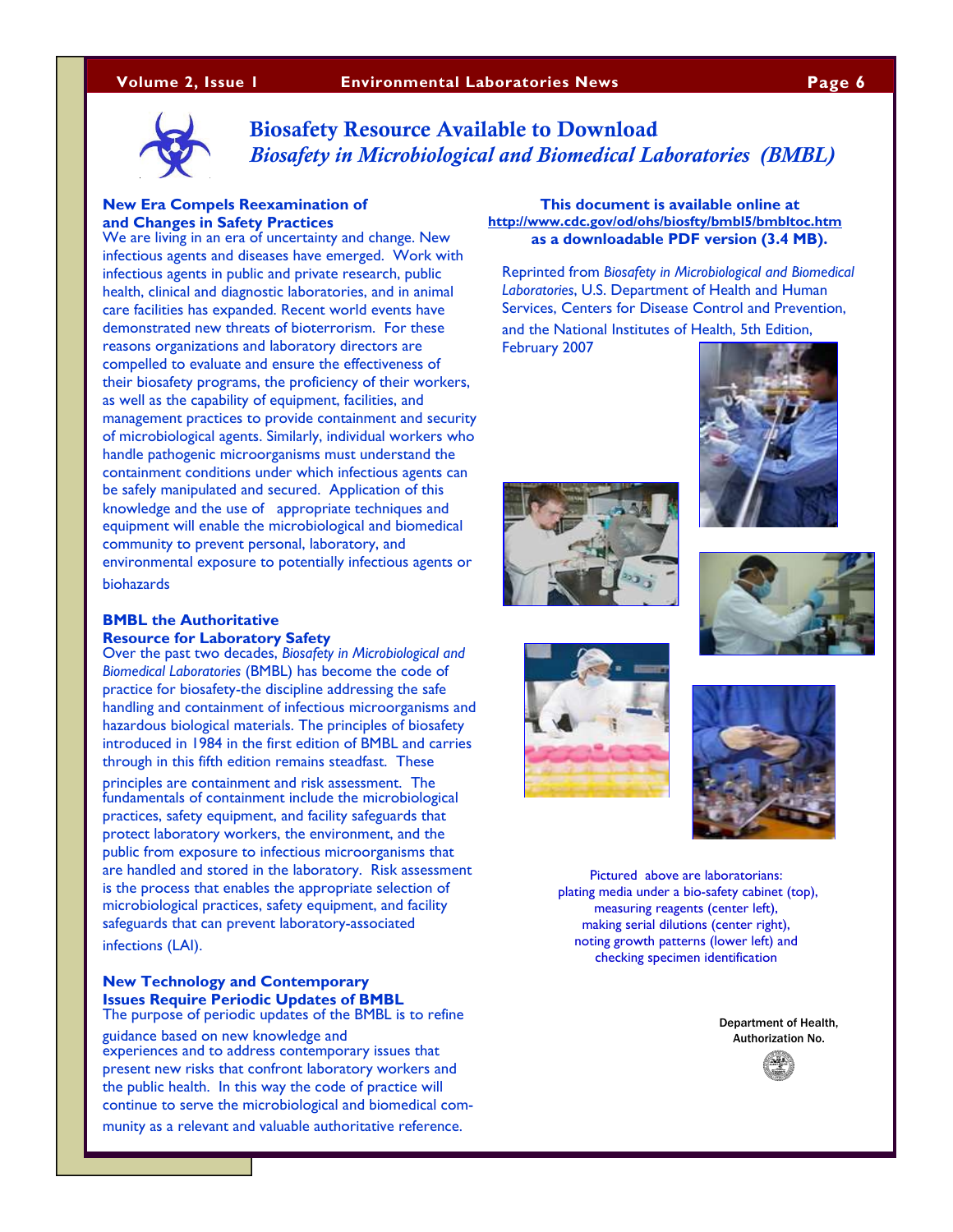# Biosafety Resource Available to Download

## *Biosafety in Microbiological and Biomedical Laboratories (BMBL)*

### New Era Compels Reexamination of and Changes in Safety Practices

We are living in an era of uncertainty and change. New infectious agents and diseases have emerged. Work with infectious agents in public and private research, public health, clinical and diagnostic laboratories, and in animal care facilities has expanded. Recent world events have demonstrated new threats of bioterrorism. For these reasons organizations and laboratory directors are compelled to evaluate and ensure the effectiveness of their biosafety programs, the proficiency of their workers, as well as the capability of equipment, facilities, and management practices to provide containment and security of microbiological agents. Similarly, individual workers who handle pathogenic microorganisms must understand the containment conditions under which infectious agents can be safely manipulated and secured. Application of this knowledge and the use of appropriate techniques and equipment will enable the microbiological and biomedical community to prevent personal, laboratory, and environmental exposure to potentially infectious agents or biohazards

### BMBL the Authoritative Resource for Laboratory Safety

Over the past two decades, *Biosafety in Microbiological and Biomedical Laboratories* (BMBL) has become the code of practice for biosafety-the discipline addressing the safe handling and containment of infectious microorganisms and hazardous biological materials. The principles of biosafety introduced in 1984 in the first edition of BMBL and carries through in this fifth edition remains steadfast. These principles are containment and risk assessment. The fundamentals of containment include the microbiological practices, safety equipment, and facility safeguards that protect laboratory workers, the environment, and the public from exposure to infectious microorganisms that are handled and stored in the laboratory. Risk assessment is the process that enables the appropriate selection of microbiological practices, safety equipment, and facility safeguards that can prevent laboratory-associated infections (LAI).

### New Technology and Contemporary Issues Require Periodic Updates of BMBL

The purpose of periodic updates of the BMBL is to refine guidance based on new knowledge and experiences and to address contemporary issues that present new risks that confront laboratory workers and the public health. In this way the code of practice will continue to serve the microbiological and biomedical community as a relevant and valuable authoritative reference.

**This document is available online at**
**http://www.cdc.gov/od/ohs/biosfty/bmbl5/bmbltoc.htm**
**as a downloadable PDF version (3.4 MB).**

Reprinted from *Biosafety in Microbiological and Biomedical Laboratories*, U.S. Department of Health and Human Services, Centers for Disease Control and Prevention, and the National Institutes of Health, 5th Edition, February 2007

Pictured above are laboratorians:
plating media under a bio-safety cabinet (top),
measuring reagents (center left),
making serial dilutions (center right),
noting growth patterns (lower left) and
checking specimen identification

Department of Health,
Authorization No.